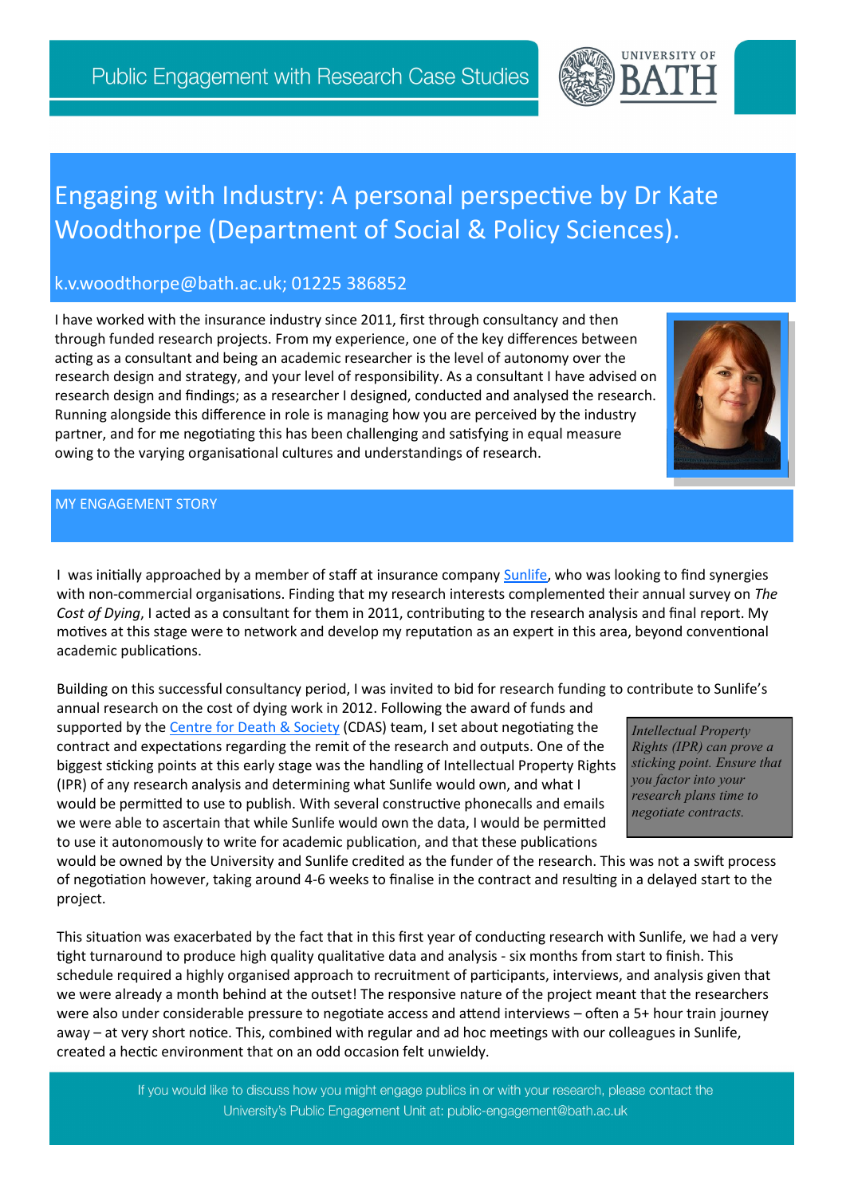Public Engagement with Research Case Studies

# Engaging with Industry: A personal perspective by Dr Kate Woodthorpe (Department of Social & Policy Sciences).

k.v.woodthorpe@bath.ac.uk; 01225 386852

I have worked with the insurance industry since 2011, first through consultancy and then through funded research projects. From my experience, one of the key differences between acting as a consultant and being an academic researcher is the level of autonomy over the research design and strategy, and your level of responsibility. As a consultant I have advised on research design and findings; as a researcher I designed, conducted and analysed the research. Running alongside this difference in role is managing how you are perceived by the industry partner, and for me negotiating this has been challenging and satisfying in equal measure owing to the varying organisational cultures and understandings of research.

## MY ENGAGEMENT STORY

I was initially approached by a member of staff at insurance company Sunlife, who was looking to find synergies with non-commercial organisations. Finding that my research interests complemented their annual survey on *The Cost of Dying*, I acted as a consultant for them in 2011, contributing to the research analysis and final report. My motives at this stage were to network and develop my reputation as an expert in this area, beyond conventional academic publications.

Building on this successful consultancy period, I was invited to bid for research funding to contribute to Sunlife's annual research on the cost of dying work in 2012. Following the award of funds and supported by the Centre for Death & Society (CDAS) team, I set about negotiating the contract and expectations regarding the remit of the research and outputs. One of the biggest sticking points at this early stage was the handling of Intellectual Property Rights (IPR) of any research analysis and determining what Sunlife would own, and what I would be permitted to use to publish. With several constructive phonecalls and emails we were able to ascertain that while Sunlife would own the data, I would be permitted to use it autonomously to write for academic publication, and that these publications would be owned by the University and Sunlife credited as the funder of the research. This was not a swift process of negotiation however, taking around 4-6 weeks to finalise in the contract and resulting in a delayed start to the project.

> *Intellectual Property Rights (IPR) can prove a sticking point. Ensure that you factor into your research plans time to negotiate contracts.*

This situation was exacerbated by the fact that in this first year of conducting research with Sunlife, we had a very tight turnaround to produce high quality qualitative data and analysis - six months from start to finish. This schedule required a highly organised approach to recruitment of participants, interviews, and analysis given that we were already a month behind at the outset! The responsive nature of the project meant that the researchers were also under considerable pressure to negotiate access and attend interviews – often a 5+ hour train journey away – at very short notice. This, combined with regular and ad hoc meetings with our colleagues in Sunlife, created a hectic environment that on an odd occasion felt unwieldy.

If you would like to discuss how you might engage publics in or with your research, please contact the University's Public Engagement Unit at: public-engagement@bath.ac.uk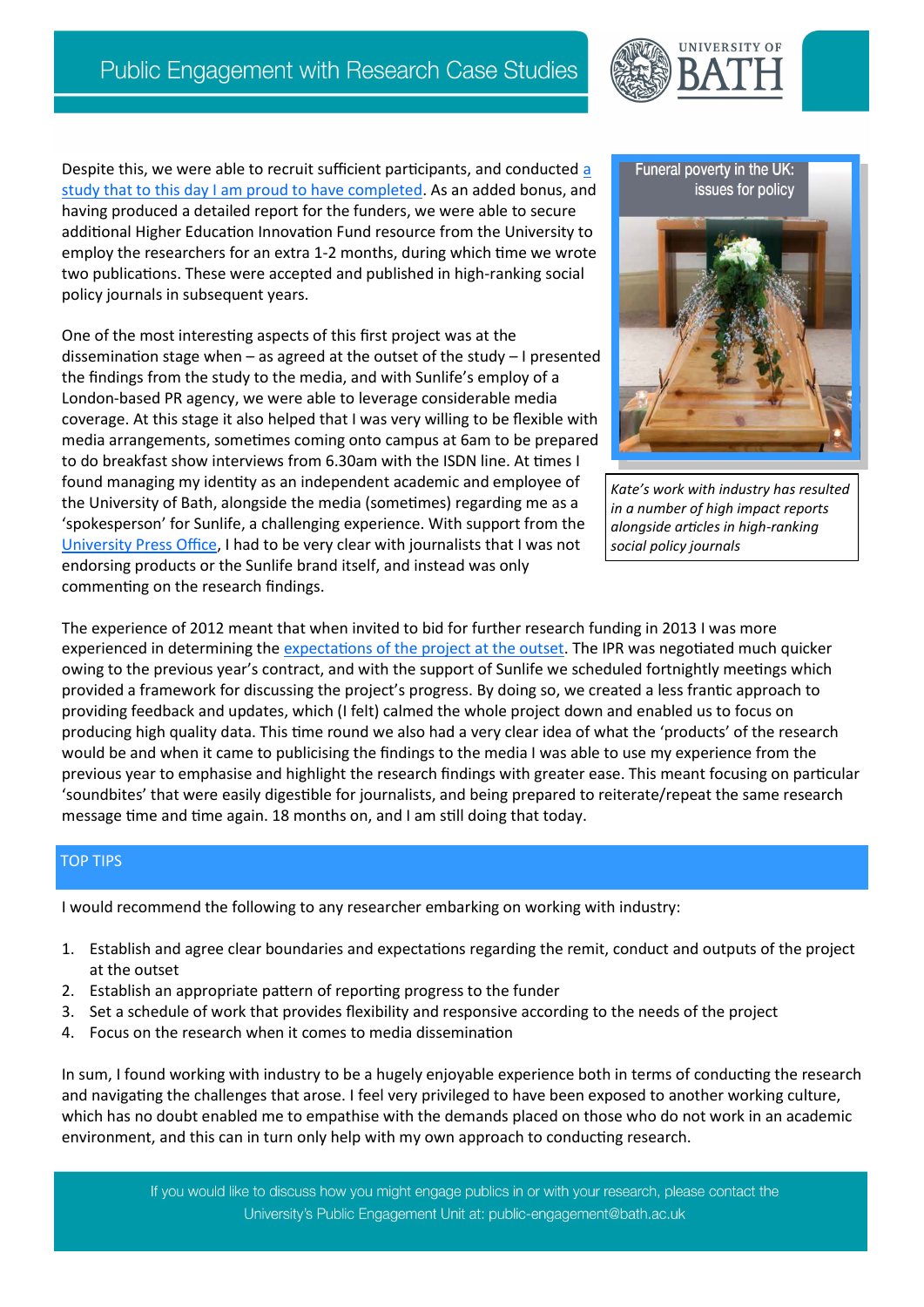Despite this, we were able to recruit sufficient participants, and conducted a study that to this day I am proud to have completed. As an added bonus, and having produced a detailed report for the funders, we were able to secure additional Higher Education Innovation Fund resource from the University to employ the researchers for an extra 1-2 months, during which time we wrote two publications. These were accepted and published in high-ranking social policy journals in subsequent years.

One of the most interesting aspects of this first project was at the dissemination stage when – as agreed at the outset of the study – I presented the findings from the study to the media, and with Sunlife's employ of a London-based PR agency, we were able to leverage considerable media coverage. At this stage it also helped that I was very willing to be flexible with media arrangements, sometimes coming onto campus at 6am to be prepared to do breakfast show interviews from 6.30am with the ISDN line. At times I found managing my identity as an independent academic and employee of the University of Bath, alongside the media (sometimes) regarding me as a 'spokesperson' for Sunlife, a challenging experience. With support from the University Press Office, I had to be very clear with journalists that I was not endorsing products or the Sunlife brand itself, and instead was only commenting on the research findings.

Funeral poverty in the UK: issues for policy

*Kate's work with industry has resulted in a number of high impact reports alongside articles in high-ranking social policy journals*

The experience of 2012 meant that when invited to bid for further research funding in 2013 I was more experienced in determining the expectations of the project at the outset. The IPR was negotiated much quicker owing to the previous year's contract, and with the support of Sunlife we scheduled fortnightly meetings which provided a framework for discussing the project's progress. By doing so, we created a less frantic approach to providing feedback and updates, which (I felt) calmed the whole project down and enabled us to focus on producing high quality data. This time round we also had a very clear idea of what the 'products' of the research would be and when it came to publicising the findings to the media I was able to use my experience from the previous year to emphasise and highlight the research findings with greater ease. This meant focusing on particular 'soundbites' that were easily digestible for journalists, and being prepared to reiterate/repeat the same research message time and time again. 18 months on, and I am still doing that today.

## TOP TIPS

I would recommend the following to any researcher embarking on working with industry:

1. Establish and agree clear boundaries and expectations regarding the remit, conduct and outputs of the project at the outset
2. Establish an appropriate pattern of reporting progress to the funder
3. Set a schedule of work that provides flexibility and responsive according to the needs of the project
4. Focus on the research when it comes to media dissemination

In sum, I found working with industry to be a hugely enjoyable experience both in terms of conducting the research and navigating the challenges that arose. I feel very privileged to have been exposed to another working culture, which has no doubt enabled me to empathise with the demands placed on those who do not work in an academic environment, and this can in turn only help with my own approach to conducting research.

If you would like to discuss how you might engage publics in or with your research, please contact the University's Public Engagement Unit at: public-engagement@bath.ac.uk